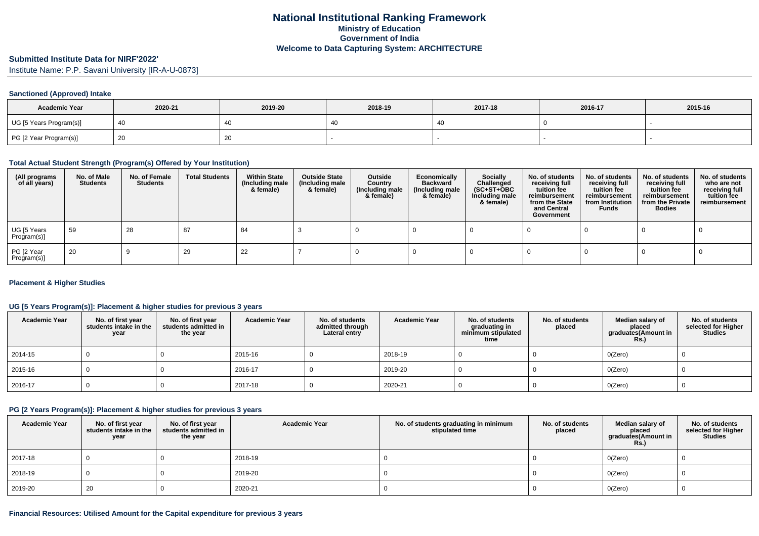# National Institutional Ranking Framework
## Ministry of Education
## Government of India
## Welcome to Data Capturing System: ARCHITECTURE

### Submitted Institute Data for NIRF'2022'

Institute Name: P.P. Savani University [IR-A-U-0873]

#### Sanctioned (Approved) Intake

| Academic Year | 2020-21 | 2019-20 | 2018-19 | 2017-18 | 2016-17 | 2015-16 |
|---|---|---|---|---|---|---|
| UG [5 Years Program(s)] | 40 | 40 | 40 | 40 | 0 | - |
| PG [2 Year Program(s)] | 20 | 20 | - | - | - | - |

#### Total Actual Student Strength (Program(s) Offered by Your Institution)

| (All programs of all years) | No. of Male Students | No. of Female Students | Total Students | Within State (Including male & female) | Outside State (Including male & female) | Outside Country (Including male & female) | Economically Backward (Including male & female) | Socially Challenged (SC+ST+OBC Including male & female) | No. of students receiving full tuition fee reimbursement from the State and Central Government | No. of students receiving full tuition fee reimbursement from Institution Funds | No. of students receiving full tuition fee reimbursement from the Private Bodies | No. of students who are not receiving full tuition fee reimbursement |
|---|---|---|---|---|---|---|---|---|---|---|---|---|
| UG [5 Years Program(s)] | 59 | 28 | 87 | 84 | 3 | 0 | 0 | 0 | 0 | 0 | 0 | 0 |
| PG [2 Year Program(s)] | 20 | 9 | 29 | 22 | 7 | 0 | 0 | 0 | 0 | 0 | 0 | 0 |

#### Placement & Higher Studies

#### UG [5 Years Program(s)]: Placement & higher studies for previous 3 years

| Academic Year | No. of first year students intake in the year | No. of first year students admitted in the year | Academic Year | No. of students admitted through Lateral entry | Academic Year | No. of students graduating in minimum stipulated time | No. of students placed | Median salary of placed graduates(Amount in Rs.) | No. of students selected for Higher Studies |
|---|---|---|---|---|---|---|---|---|---|
| 2014-15 | 0 | 0 | 2015-16 | 0 | 2018-19 | 0 | 0 | 0(Zero) | 0 |
| 2015-16 | 0 | 0 | 2016-17 | 0 | 2019-20 | 0 | 0 | 0(Zero) | 0 |
| 2016-17 | 0 | 0 | 2017-18 | 0 | 2020-21 | 0 | 0 | 0(Zero) | 0 |

#### PG [2 Years Program(s)]: Placement & higher studies for previous 3 years

| Academic Year | No. of first year students intake in the year | No. of first year students admitted in the year | Academic Year | No. of students graduating in minimum stipulated time | No. of students placed | Median salary of placed graduates(Amount in Rs.) | No. of students selected for Higher Studies |
|---|---|---|---|---|---|---|---|
| 2017-18 | 0 | 0 | 2018-19 | 0 | 0 | 0(Zero) | 0 |
| 2018-19 | 0 | 0 | 2019-20 | 0 | 0 | 0(Zero) | 0 |
| 2019-20 | 20 | 0 | 2020-21 | 0 | 0 | 0(Zero) | 0 |

#### Financial Resources: Utilised Amount for the Capital expenditure for previous 3 years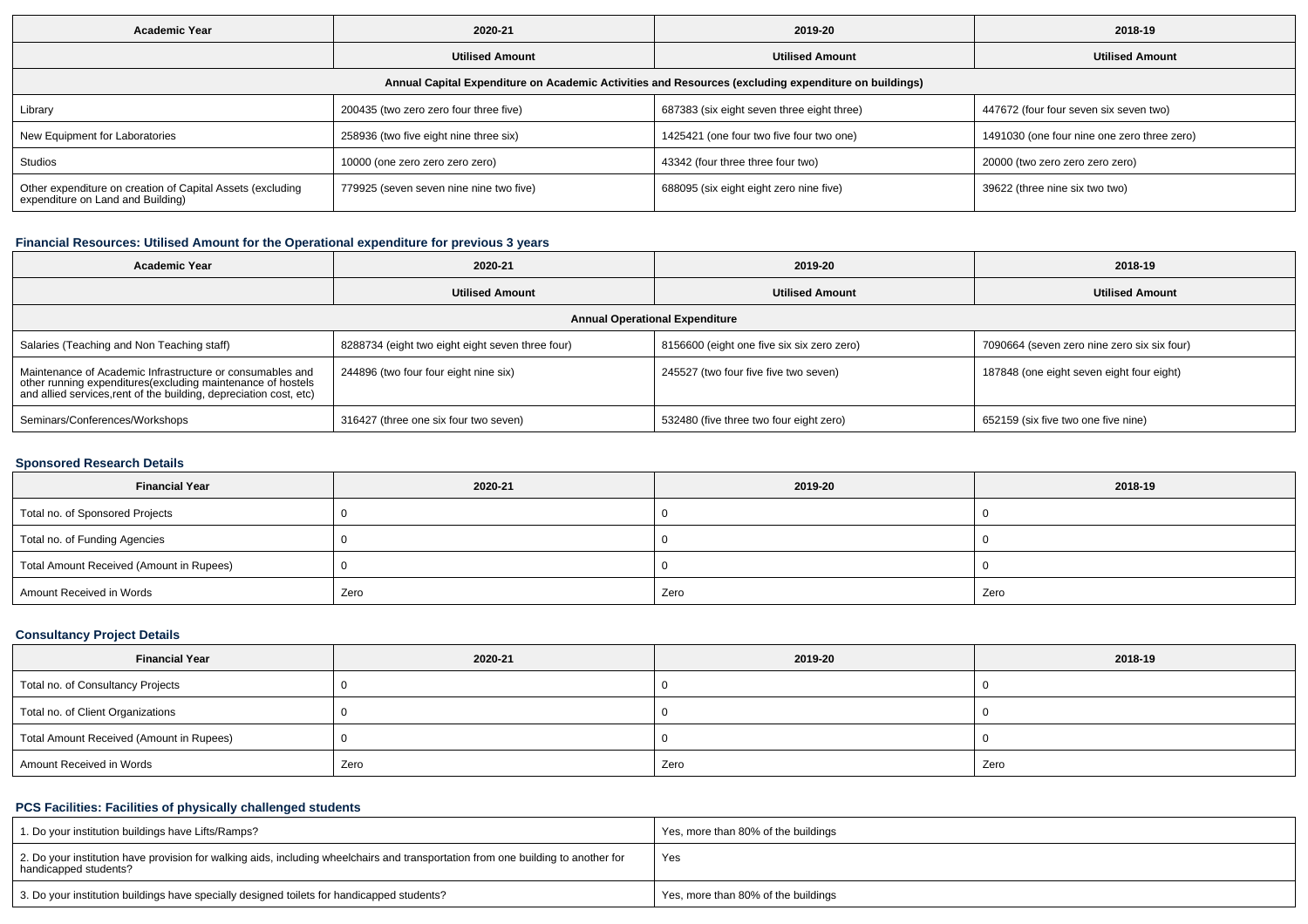| Academic Year | 2020-21 | 2019-20 | 2018-19 |
|---|---|---|---|
| | **Utilised Amount** | **Utilised Amount** | **Utilised Amount** |
| **Annual Capital Expenditure on Academic Activities and Resources (excluding expenditure on buildings)** | | | |
| Library | 200435 (two zero zero four three five) | 687383 (six eight seven three eight three) | 447672 (four four seven six seven two) |
| New Equipment for Laboratories | 258936 (two five eight nine three six) | 1425421 (one four two five four two one) | 1491030 (one four nine one zero three zero) |
| Studios | 10000 (one zero zero zero zero) | 43342 (four three three four two) | 20000 (two zero zero zero zero) |
| Other expenditure on creation of Capital Assets (excluding expenditure on Land and Building) | 779925 (seven seven nine nine two five) | 688095 (six eight eight zero nine five) | 39622 (three nine six two two) |

### Financial Resources: Utilised Amount for the Operational expenditure for previous 3 years

| Academic Year | 2020-21 | 2019-20 | 2018-19 |
|---|---|---|---|
| | **Utilised Amount** | **Utilised Amount** | **Utilised Amount** |
| **Annual Operational Expenditure** | | | |
| Salaries (Teaching and Non Teaching staff) | 8288734 (eight two eight eight seven three four) | 8156600 (eight one five six six zero zero) | 7090664 (seven zero nine zero six six four) |
| Maintenance of Academic Infrastructure or consumables and other running expenditures(excluding maintenance of hostels and allied services,rent of the building, depreciation cost, etc) | 244896 (two four four eight nine six) | 245527 (two four five five two seven) | 187848 (one eight seven eight four eight) |
| Seminars/Conferences/Workshops | 316427 (three one six four two seven) | 532480 (five three two four eight zero) | 652159 (six five two one five nine) |

### Sponsored Research Details

| Financial Year | 2020-21 | 2019-20 | 2018-19 |
|---|---|---|---|
| Total no. of Sponsored Projects | 0 | 0 | 0 |
| Total no. of Funding Agencies | 0 | 0 | 0 |
| Total Amount Received (Amount in Rupees) | 0 | 0 | 0 |
| Amount Received in Words | Zero | Zero | Zero |

### Consultancy Project Details

| Financial Year | 2020-21 | 2019-20 | 2018-19 |
|---|---|---|---|
| Total no. of Consultancy Projects | 0 | 0 | 0 |
| Total no. of Client Organizations | 0 | 0 | 0 |
| Total Amount Received (Amount in Rupees) | 0 | 0 | 0 |
| Amount Received in Words | Zero | Zero | Zero |

### PCS Facilities: Facilities of physically challenged students

| | |
|---|---|
| 1. Do your institution buildings have Lifts/Ramps? | Yes, more than 80% of the buildings |
| 2. Do your institution have provision for walking aids, including wheelchairs and transportation from one building to another for handicapped students? | Yes |
| 3. Do your institution buildings have specially designed toilets for handicapped students? | Yes, more than 80% of the buildings |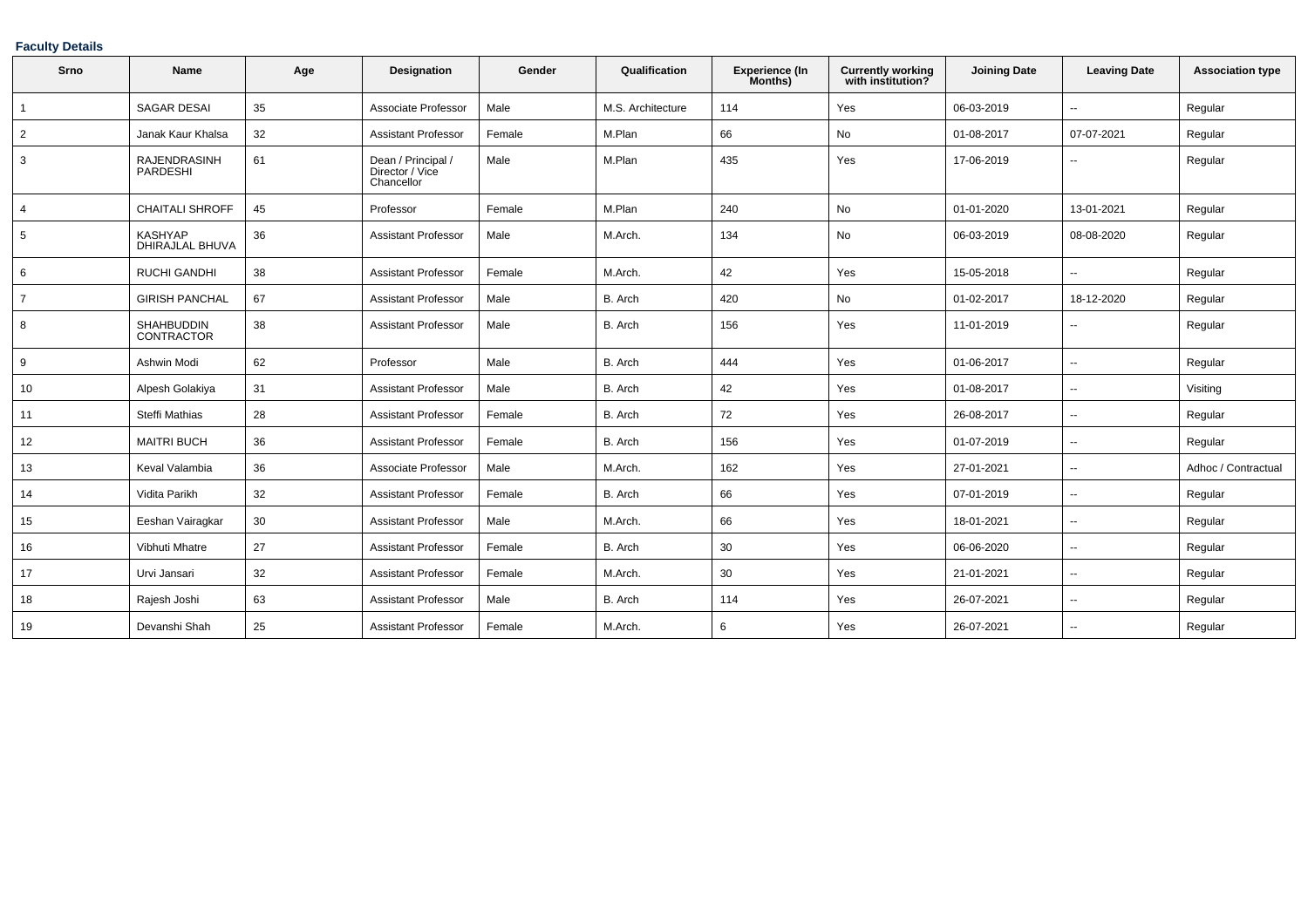**Faculty Details**

| Srno | Name | Age | Designation | Gender | Qualification | Experience (In Months) | Currently working with institution? | Joining Date | Leaving Date | Association type |
|---|---|---|---|---|---|---|---|---|---|---|
| 1 | SAGAR DESAI | 35 | Associate Professor | Male | M.S. Architecture | 114 | Yes | 06-03-2019 | -- | Regular |
| 2 | Janak Kaur Khalsa | 32 | Assistant Professor | Female | M.Plan | 66 | No | 01-08-2017 | 07-07-2021 | Regular |
| 3 | RAJENDRASINH PARDESHI | 61 | Dean / Principal / Director / Vice Chancellor | Male | M.Plan | 435 | Yes | 17-06-2019 | -- | Regular |
| 4 | CHAITALI SHROFF | 45 | Professor | Female | M.Plan | 240 | No | 01-01-2020 | 13-01-2021 | Regular |
| 5 | KASHYAP DHIRAJLAL BHUVA | 36 | Assistant Professor | Male | M.Arch. | 134 | No | 06-03-2019 | 08-08-2020 | Regular |
| 6 | RUCHI GANDHI | 38 | Assistant Professor | Female | M.Arch. | 42 | Yes | 15-05-2018 | -- | Regular |
| 7 | GIRISH PANCHAL | 67 | Assistant Professor | Male | B. Arch | 420 | No | 01-02-2017 | 18-12-2020 | Regular |
| 8 | SHAHBUDDIN CONTRACTOR | 38 | Assistant Professor | Male | B. Arch | 156 | Yes | 11-01-2019 | -- | Regular |
| 9 | Ashwin Modi | 62 | Professor | Male | B. Arch | 444 | Yes | 01-06-2017 | -- | Regular |
| 10 | Alpesh Golakiya | 31 | Assistant Professor | Male | B. Arch | 42 | Yes | 01-08-2017 | -- | Visiting |
| 11 | Steffi Mathias | 28 | Assistant Professor | Female | B. Arch | 72 | Yes | 26-08-2017 | -- | Regular |
| 12 | MAITRI BUCH | 36 | Assistant Professor | Female | B. Arch | 156 | Yes | 01-07-2019 | -- | Regular |
| 13 | Keval Valambia | 36 | Associate Professor | Male | M.Arch. | 162 | Yes | 27-01-2021 | -- | Adhoc / Contractual |
| 14 | Vidita Parikh | 32 | Assistant Professor | Female | B. Arch | 66 | Yes | 07-01-2019 | -- | Regular |
| 15 | Eeshan Vairagkar | 30 | Assistant Professor | Male | M.Arch. | 66 | Yes | 18-01-2021 | -- | Regular |
| 16 | Vibhuti Mhatre | 27 | Assistant Professor | Female | B. Arch | 30 | Yes | 06-06-2020 | -- | Regular |
| 17 | Urvi Jansari | 32 | Assistant Professor | Female | M.Arch. | 30 | Yes | 21-01-2021 | -- | Regular |
| 18 | Rajesh Joshi | 63 | Assistant Professor | Male | B. Arch | 114 | Yes | 26-07-2021 | -- | Regular |
| 19 | Devanshi Shah | 25 | Assistant Professor | Female | M.Arch. | 6 | Yes | 26-07-2021 | -- | Regular |